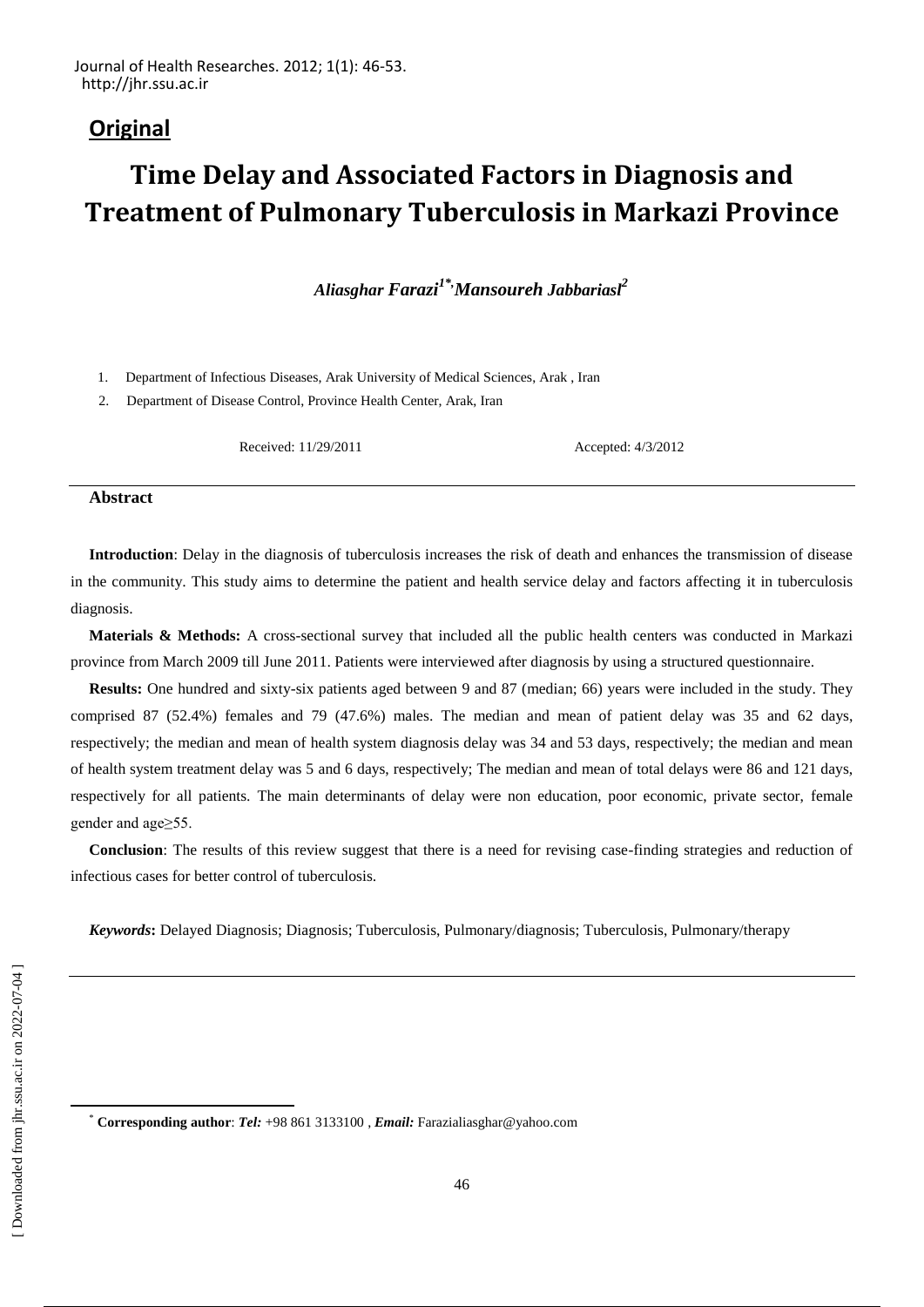**Original**

# Time Delay and Associated Factors in Diagnosis and Treatment of Pulmonary Tuberculosis in Markazi Province

***Aliasghar Farazi[1*], Mansoureh Jabbariasl[2]***

1. Department of Infectious Diseases, Arak University of Medical Sciences, Arak , Iran
2. Department of Disease Control, Province Health Center, Arak, Iran

Received: 11/29/2011 Accepted: 4/3/2012

## Abstract

**Introduction**: Delay in the diagnosis of tuberculosis increases the risk of death and enhances the transmission of disease in the community. This study aims to determine the patient and health service delay and factors affecting it in tuberculosis diagnosis.

**Materials & Methods:** A cross-sectional survey that included all the public health centers was conducted in Markazi province from March 2009 till June 2011. Patients were interviewed after diagnosis by using a structured questionnaire.

**Results:** One hundred and sixty-six patients aged between 9 and 87 (median; 66) years were included in the study. They comprised 87 (52.4%) females and 79 (47.6%) males. The median and mean of patient delay was 35 and 62 days, respectively; the median and mean of health system diagnosis delay was 34 and 53 days, respectively; the median and mean of health system treatment delay was 5 and 6 days, respectively; The median and mean of total delays were 86 and 121 days, respectively for all patients. The main determinants of delay were non education, poor economic, private sector, female gender and age≥55.

**Conclusion**: The results of this review suggest that there is a need for revising case-finding strategies and reduction of infectious cases for better control of tuberculosis.

***Keywords*:** Delayed Diagnosis; Diagnosis; Tuberculosis, Pulmonary/diagnosis; Tuberculosis, Pulmonary/therapy

[*] **Corresponding author**: *Tel:* +98 861 3133100 , *Email:* Farazialiasghar@yahoo.com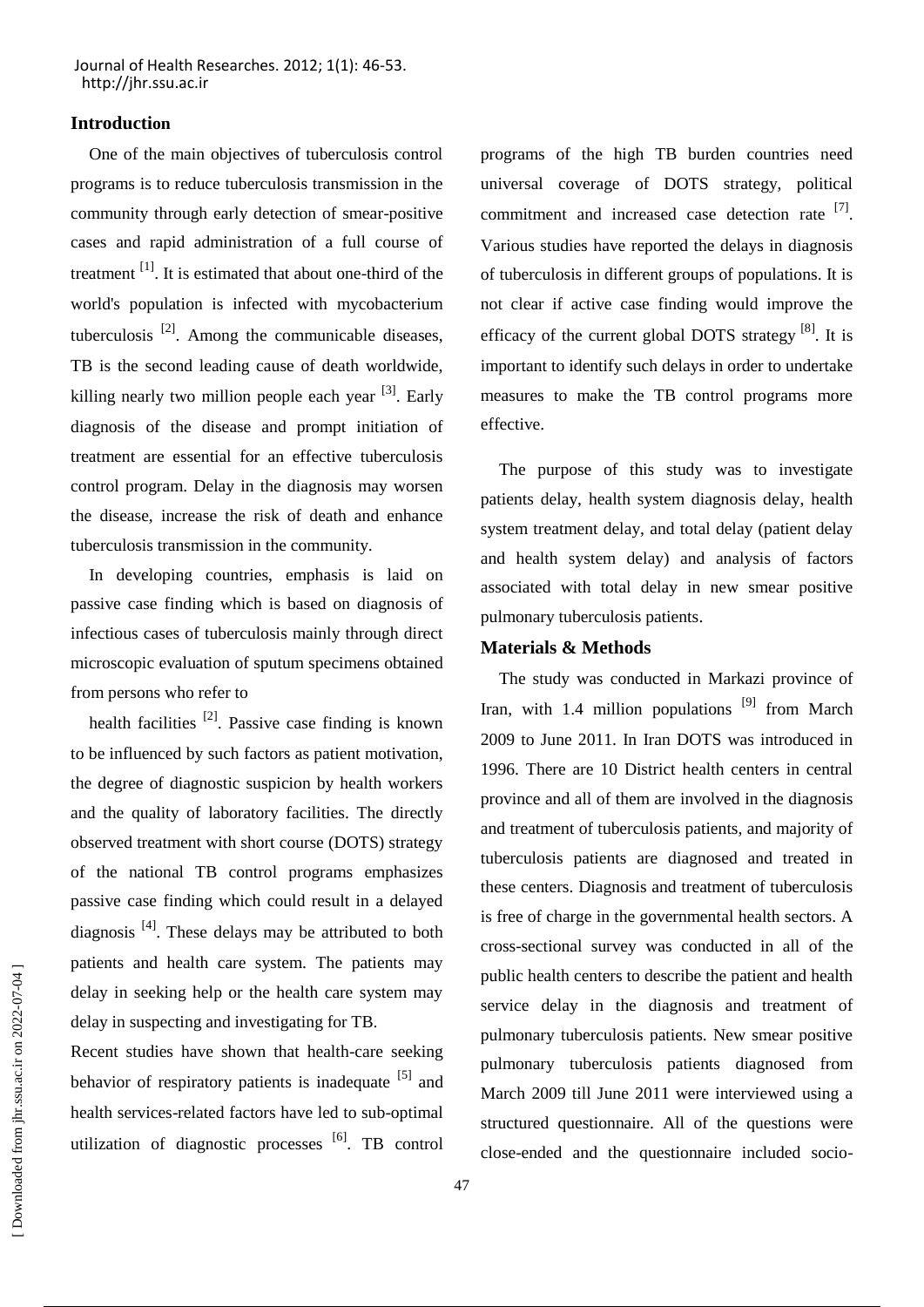## Introduction

One of the main objectives of tuberculosis control programs is to reduce tuberculosis transmission in the community through early detection of smear-positive cases and rapid administration of a full course of treatment [1]. It is estimated that about one-third of the world's population is infected with mycobacterium tuberculosis [2]. Among the communicable diseases, TB is the second leading cause of death worldwide, killing nearly two million people each year [3]. Early diagnosis of the disease and prompt initiation of treatment are essential for an effective tuberculosis control program. Delay in the diagnosis may worsen the disease, increase the risk of death and enhance tuberculosis transmission in the community.

In developing countries, emphasis is laid on passive case finding which is based on diagnosis of infectious cases of tuberculosis mainly through direct microscopic evaluation of sputum specimens obtained from persons who refer to health facilities [2]. Passive case finding is known to be influenced by such factors as patient motivation, the degree of diagnostic suspicion by health workers and the quality of laboratory facilities. The directly observed treatment with short course (DOTS) strategy of the national TB control programs emphasizes passive case finding which could result in a delayed diagnosis [4]. These delays may be attributed to both patients and health care system. The patients may delay in seeking help or the health care system may delay in suspecting and investigating for TB.

Recent studies have shown that health-care seeking behavior of respiratory patients is inadequate [5] and health services-related factors have led to sub-optimal utilization of diagnostic processes [6]. TB control programs of the high TB burden countries need universal coverage of DOTS strategy, political commitment and increased case detection rate [7]. Various studies have reported the delays in diagnosis of tuberculosis in different groups of populations. It is not clear if active case finding would improve the efficacy of the current global DOTS strategy [8]. It is important to identify such delays in order to undertake measures to make the TB control programs more effective.

The purpose of this study was to investigate patients delay, health system diagnosis delay, health system treatment delay, and total delay (patient delay and health system delay) and analysis of factors associated with total delay in new smear positive pulmonary tuberculosis patients.

## Materials & Methods

The study was conducted in Markazi province of Iran, with 1.4 million populations [9] from March 2009 to June 2011. In Iran DOTS was introduced in 1996. There are 10 District health centers in central province and all of them are involved in the diagnosis and treatment of tuberculosis patients, and majority of tuberculosis patients are diagnosed and treated in these centers. Diagnosis and treatment of tuberculosis is free of charge in the governmental health sectors. A cross-sectional survey was conducted in all of the public health centers to describe the patient and health service delay in the diagnosis and treatment of pulmonary tuberculosis patients. New smear positive pulmonary tuberculosis patients diagnosed from March 2009 till June 2011 were interviewed using a structured questionnaire. All of the questions were close-ended and the questionnaire included socio-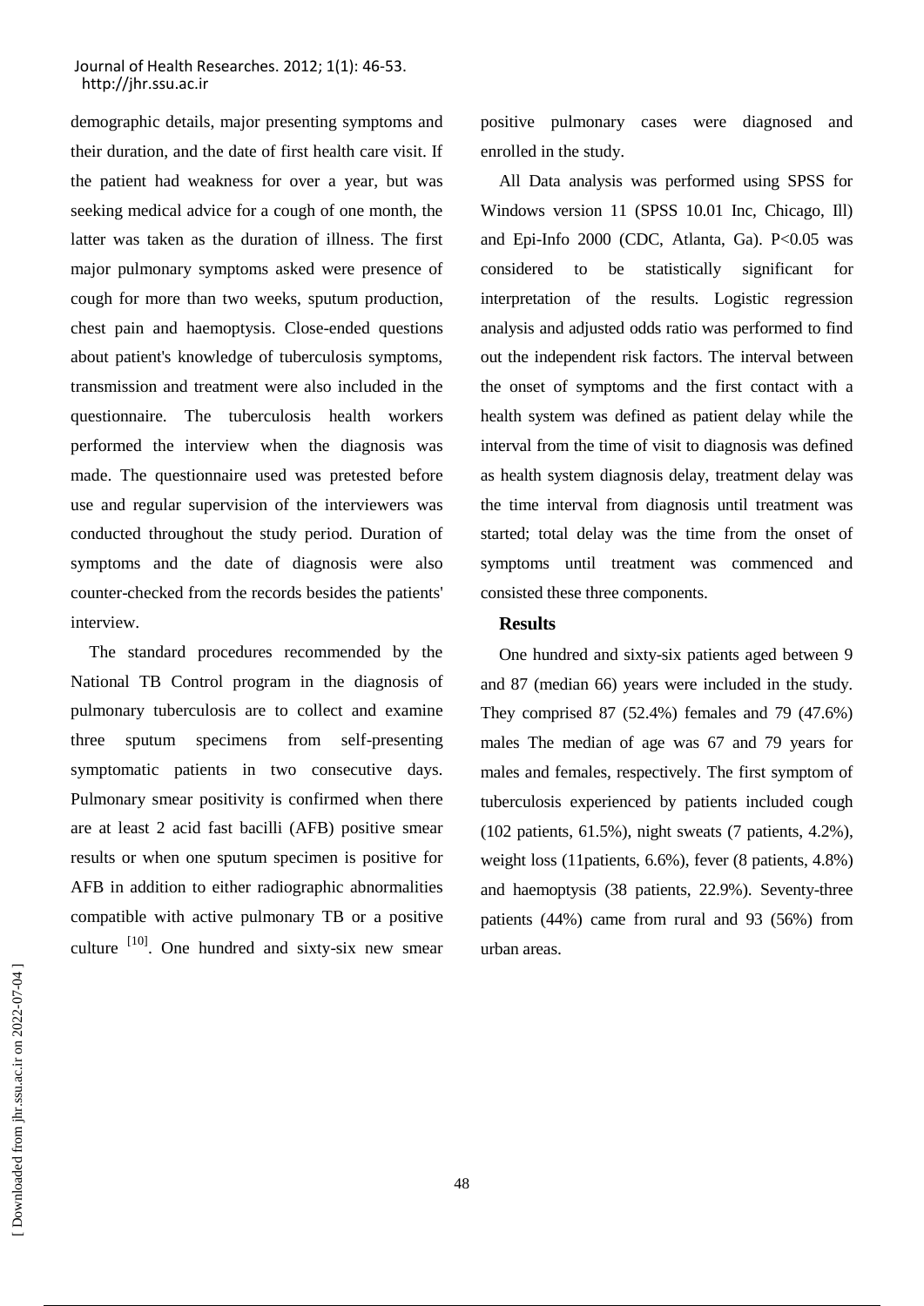demographic details, major presenting symptoms and their duration, and the date of first health care visit. If the patient had weakness for over a year, but was seeking medical advice for a cough of one month, the latter was taken as the duration of illness. The first major pulmonary symptoms asked were presence of cough for more than two weeks, sputum production, chest pain and haemoptysis. Close-ended questions about patient's knowledge of tuberculosis symptoms, transmission and treatment were also included in the questionnaire. The tuberculosis health workers performed the interview when the diagnosis was made. The questionnaire used was pretested before use and regular supervision of the interviewers was conducted throughout the study period. Duration of symptoms and the date of diagnosis were also counter-checked from the records besides the patients' interview.

The standard procedures recommended by the National TB Control program in the diagnosis of pulmonary tuberculosis are to collect and examine three sputum specimens from self-presenting symptomatic patients in two consecutive days. Pulmonary smear positivity is confirmed when there are at least 2 acid fast bacilli (AFB) positive smear results or when one sputum specimen is positive for AFB in addition to either radiographic abnormalities compatible with active pulmonary TB or a positive culture [10]. One hundred and sixty-six new smear positive pulmonary cases were diagnosed and enrolled in the study.

All Data analysis was performed using SPSS for Windows version 11 (SPSS 10.01 Inc, Chicago, Ill) and Epi-Info 2000 (CDC, Atlanta, Ga). P<0.05 was considered to be statistically significant for interpretation of the results. Logistic regression analysis and adjusted odds ratio was performed to find out the independent risk factors. The interval between the onset of symptoms and the first contact with a health system was defined as patient delay while the interval from the time of visit to diagnosis was defined as health system diagnosis delay, treatment delay was the time interval from diagnosis until treatment was started; total delay was the time from the onset of symptoms until treatment was commenced and consisted these three components.

## Results

One hundred and sixty-six patients aged between 9 and 87 (median 66) years were included in the study. They comprised 87 (52.4%) females and 79 (47.6%) males The median of age was 67 and 79 years for males and females, respectively. The first symptom of tuberculosis experienced by patients included cough (102 patients, 61.5%), night sweats (7 patients, 4.2%), weight loss (11patients, 6.6%), fever (8 patients, 4.8%) and haemoptysis (38 patients, 22.9%). Seventy-three patients (44%) came from rural and 93 (56%) from urban areas.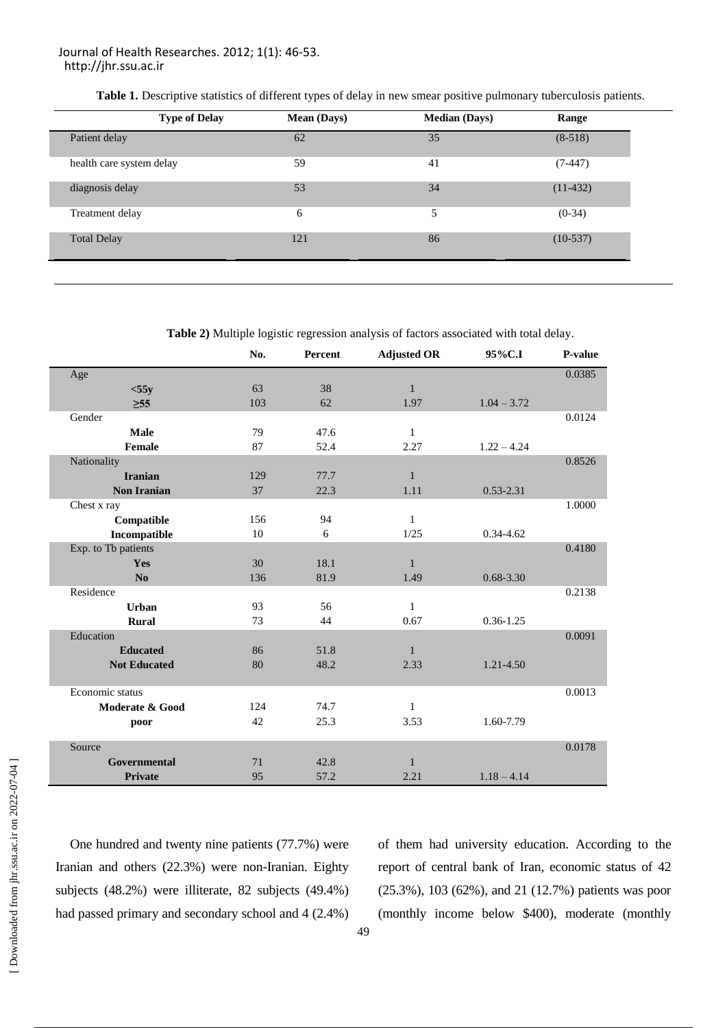**Table 1.** Descriptive statistics of different types of delay in new smear positive pulmonary tuberculosis patients.

| Type of Delay | Mean (Days) | Median (Days) | Range |
|---|---|---|---|
| Patient delay | 62 | 35 | (8-518) |
| health care system delay | 59 | 41 | (7-447) |
| diagnosis delay | 53 | 34 | (11-432) |
| Treatment delay | 6 | 5 | (0-34) |
| Total Delay | 121 | 86 | (10-537) |

**Table 2)** Multiple logistic regression analysis of factors associated with total delay.

| | No. | Percent | Adjusted OR | 95%C.I | P-value |
|---|---|---|---|---|---|
| Age | | | | | 0.0385 |
| **<55y** | 63 | 38 | 1 | | |
| **≥55** | 103 | 62 | 1.97 | 1.04 – 3.72 | |
| Gender | | | | | 0.0124 |
| **Male** | 79 | 47.6 | 1 | | |
| **Female** | 87 | 52.4 | 2.27 | 1.22 – 4.24 | |
| Nationality | | | | | 0.8526 |
| **Iranian** | 129 | 77.7 | 1 | | |
| **Non Iranian** | 37 | 22.3 | 1.11 | 0.53-2.31 | |
| Chest x ray | | | | | 1.0000 |
| **Compatible** | 156 | 94 | 1 | | |
| **Incompatible** | 10 | 6 | 1/25 | 0.34-4.62 | |
| Exp. to Tb patients | | | | | 0.4180 |
| **Yes** | 30 | 18.1 | 1 | | |
| **No** | 136 | 81.9 | 1.49 | 0.68-3.30 | |
| Residence | | | | | 0.2138 |
| **Urban** | 93 | 56 | 1 | | |
| **Rural** | 73 | 44 | 0.67 | 0.36-1.25 | |
| Education | | | | | 0.0091 |
| **Educated** | 86 | 51.8 | 1 | | |
| **Not Educated** | 80 | 48.2 | 2.33 | 1.21-4.50 | |
| Economic status | | | | | 0.0013 |
| **Moderate & Good** | 124 | 74.7 | 1 | | |
| **poor** | 42 | 25.3 | 3.53 | 1.60-7.79 | |
| Source | | | | | 0.0178 |
| **Governmental** | 71 | 42.8 | 1 | | |
| **Private** | 95 | 57.2 | 2.21 | 1.18 – 4.14 | |

One hundred and twenty nine patients (77.7%) were Iranian and others (22.3%) were non-Iranian. Eighty subjects (48.2%) were illiterate, 82 subjects (49.4%) had passed primary and secondary school and 4 (2.4%) of them had university education. According to the report of central bank of Iran, economic status of 42 (25.3%), 103 (62%), and 21 (12.7%) patients was poor (monthly income below $400), moderate (monthly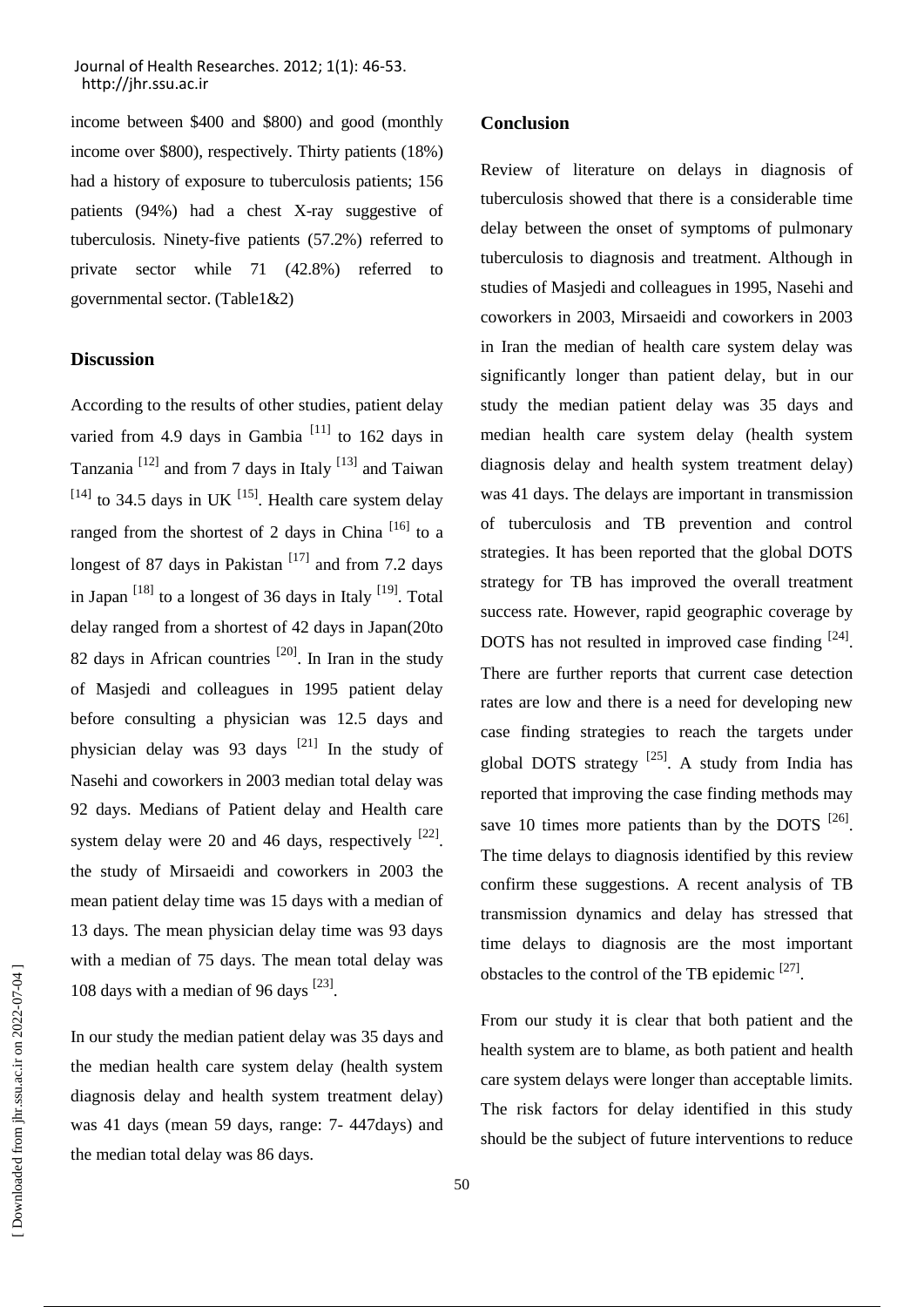income between \$400 and \$800) and good (monthly income over \$800), respectively. Thirty patients (18%) had a history of exposure to tuberculosis patients; 156 patients (94%) had a chest X-ray suggestive of tuberculosis. Ninety-five patients (57.2%) referred to private sector while 71 (42.8%) referred to governmental sector. (Table1&2)

## Discussion

According to the results of other studies, patient delay varied from 4.9 days in Gambia [11] to 162 days in Tanzania [12] and from 7 days in Italy [13] and Taiwan [14] to 34.5 days in UK [15]. Health care system delay ranged from the shortest of 2 days in China [16] to a longest of 87 days in Pakistan [17] and from 7.2 days in Japan [18] to a longest of 36 days in Italy [19]. Total delay ranged from a shortest of 42 days in Japan(20to 82 days in African countries [20]. In Iran in the study of Masjedi and colleagues in 1995 patient delay before consulting a physician was 12.5 days and physician delay was 93 days [21] In the study of Nasehi and coworkers in 2003 median total delay was 92 days. Medians of Patient delay and Health care system delay were 20 and 46 days, respectively [22]. the study of Mirsaeidi and coworkers in 2003 the mean patient delay time was 15 days with a median of 13 days. The mean physician delay time was 93 days with a median of 75 days. The mean total delay was 108 days with a median of 96 days [23].

In our study the median patient delay was 35 days and the median health care system delay (health system diagnosis delay and health system treatment delay) was 41 days (mean 59 days, range: 7- 447days) and the median total delay was 86 days.

## Conclusion

Review of literature on delays in diagnosis of tuberculosis showed that there is a considerable time delay between the onset of symptoms of pulmonary tuberculosis to diagnosis and treatment. Although in studies of Masjedi and colleagues in 1995, Nasehi and coworkers in 2003, Mirsaeidi and coworkers in 2003 in Iran the median of health care system delay was significantly longer than patient delay, but in our study the median patient delay was 35 days and median health care system delay (health system diagnosis delay and health system treatment delay) was 41 days. The delays are important in transmission of tuberculosis and TB prevention and control strategies. It has been reported that the global DOTS strategy for TB has improved the overall treatment success rate. However, rapid geographic coverage by DOTS has not resulted in improved case finding [24]. There are further reports that current case detection rates are low and there is a need for developing new case finding strategies to reach the targets under global DOTS strategy [25]. A study from India has reported that improving the case finding methods may save 10 times more patients than by the DOTS [26]. The time delays to diagnosis identified by this review confirm these suggestions. A recent analysis of TB transmission dynamics and delay has stressed that time delays to diagnosis are the most important obstacles to the control of the TB epidemic [27].

From our study it is clear that both patient and the health system are to blame, as both patient and health care system delays were longer than acceptable limits. The risk factors for delay identified in this study should be the subject of future interventions to reduce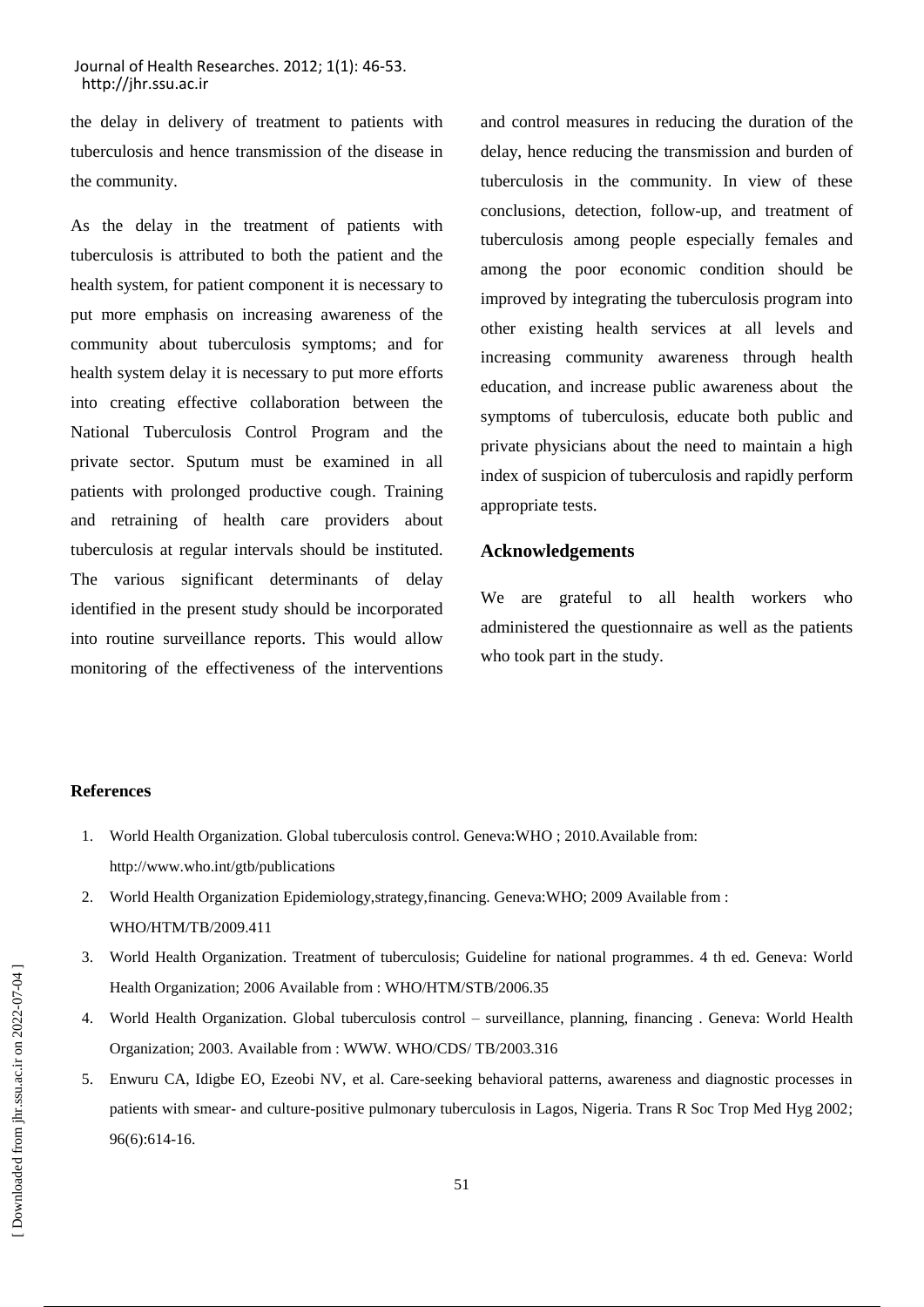the delay in delivery of treatment to patients with tuberculosis and hence transmission of the disease in the community.

As the delay in the treatment of patients with tuberculosis is attributed to both the patient and the health system, for patient component it is necessary to put more emphasis on increasing awareness of the community about tuberculosis symptoms; and for health system delay it is necessary to put more efforts into creating effective collaboration between the National Tuberculosis Control Program and the private sector. Sputum must be examined in all patients with prolonged productive cough. Training and retraining of health care providers about tuberculosis at regular intervals should be instituted. The various significant determinants of delay identified in the present study should be incorporated into routine surveillance reports. This would allow monitoring of the effectiveness of the interventions and control measures in reducing the duration of the delay, hence reducing the transmission and burden of tuberculosis in the community. In view of these conclusions, detection, follow-up, and treatment of tuberculosis among people especially females and among the poor economic condition should be improved by integrating the tuberculosis program into other existing health services at all levels and increasing community awareness through health education, and increase public awareness about the symptoms of tuberculosis, educate both public and private physicians about the need to maintain a high index of suspicion of tuberculosis and rapidly perform appropriate tests.

## Acknowledgements

We are grateful to all health workers who administered the questionnaire as well as the patients who took part in the study.

## References

1. World Health Organization. Global tuberculosis control. Geneva:WHO ; 2010.Available from: http://www.who.int/gtb/publications
2. World Health Organization Epidemiology,strategy,financing. Geneva:WHO; 2009 Available from : WHO/HTM/TB/2009.411
3. World Health Organization. Treatment of tuberculosis; Guideline for national programmes. 4 th ed. Geneva: World Health Organization; 2006 Available from : WHO/HTM/STB/2006.35
4. World Health Organization. Global tuberculosis control – surveillance, planning, financing . Geneva: World Health Organization; 2003. Available from : WWW. WHO/CDS/ TB/2003.316
5. Enwuru CA, Idigbe EO, Ezeobi NV, et al. Care-seeking behavioral patterns, awareness and diagnostic processes in patients with smear- and culture-positive pulmonary tuberculosis in Lagos, Nigeria. Trans R Soc Trop Med Hyg 2002; 96(6):614-16.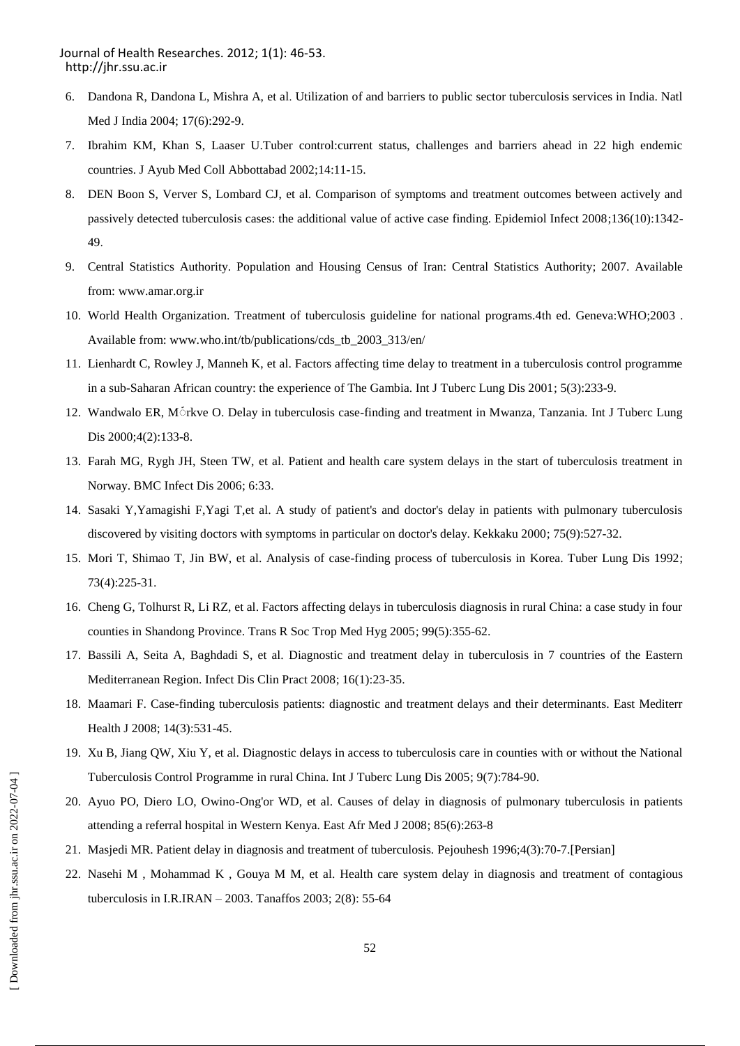6. Dandona R, Dandona L, Mishra A, et al. Utilization of and barriers to public sector tuberculosis services in India. Natl Med J India 2004; 17(6):292-9.
7. Ibrahim KM, Khan S, Laaser U.Tuber control:current status, challenges and barriers ahead in 22 high endemic countries. J Ayub Med Coll Abbottabad 2002;14:11-15.
8. DEN Boon S, Verver S, Lombard CJ, et al. Comparison of symptoms and treatment outcomes between actively and passively detected tuberculosis cases: the additional value of active case finding. Epidemiol Infect 2008;136(10):1342-49.
9. Central Statistics Authority. Population and Housing Census of Iran: Central Statistics Authority; 2007. Available from: www.amar.org.ir
10. World Health Organization. Treatment of tuberculosis guideline for national programs.4th ed. Geneva:WHO;2003 . Available from: www.who.int/tb/publications/cds_tb_2003_313/en/
11. Lienhardt C, Rowley J, Manneh K, et al. Factors affecting time delay to treatment in a tuberculosis control programme in a sub-Saharan African country: the experience of The Gambia. Int J Tuberc Lung Dis 2001; 5(3):233-9.
12. Wandwalo ER, Mǿrkve O. Delay in tuberculosis case-finding and treatment in Mwanza, Tanzania. Int J Tuberc Lung Dis 2000;4(2):133-8.
13. Farah MG, Rygh JH, Steen TW, et al. Patient and health care system delays in the start of tuberculosis treatment in Norway. BMC Infect Dis 2006; 6:33.
14. Sasaki Y,Yamagishi F,Yagi T,et al. A study of patient's and doctor's delay in patients with pulmonary tuberculosis discovered by visiting doctors with symptoms in particular on doctor's delay. Kekkaku 2000; 75(9):527-32.
15. Mori T, Shimao T, Jin BW, et al. Analysis of case-finding process of tuberculosis in Korea. Tuber Lung Dis 1992; 73(4):225-31.
16. Cheng G, Tolhurst R, Li RZ, et al. Factors affecting delays in tuberculosis diagnosis in rural China: a case study in four counties in Shandong Province. Trans R Soc Trop Med Hyg 2005; 99(5):355-62.
17. Bassili A, Seita A, Baghdadi S, et al. Diagnostic and treatment delay in tuberculosis in 7 countries of the Eastern Mediterranean Region. Infect Dis Clin Pract 2008; 16(1):23-35.
18. Maamari F. Case-finding tuberculosis patients: diagnostic and treatment delays and their determinants. East Mediterr Health J 2008; 14(3):531-45.
19. Xu B, Jiang QW, Xiu Y, et al. Diagnostic delays in access to tuberculosis care in counties with or without the National Tuberculosis Control Programme in rural China. Int J Tuberc Lung Dis 2005; 9(7):784-90.
20. Ayuo PO, Diero LO, Owino-Ong'or WD, et al. Causes of delay in diagnosis of pulmonary tuberculosis in patients attending a referral hospital in Western Kenya. East Afr Med J 2008; 85(6):263-8
21. Masjedi MR. Patient delay in diagnosis and treatment of tuberculosis. Pejouhesh 1996;4(3):70-7.[Persian]
22. Nasehi M , Mohammad K , Gouya M M, et al. Health care system delay in diagnosis and treatment of contagious tuberculosis in I.R.IRAN – 2003. Tanaffos 2003; 2(8): 55-64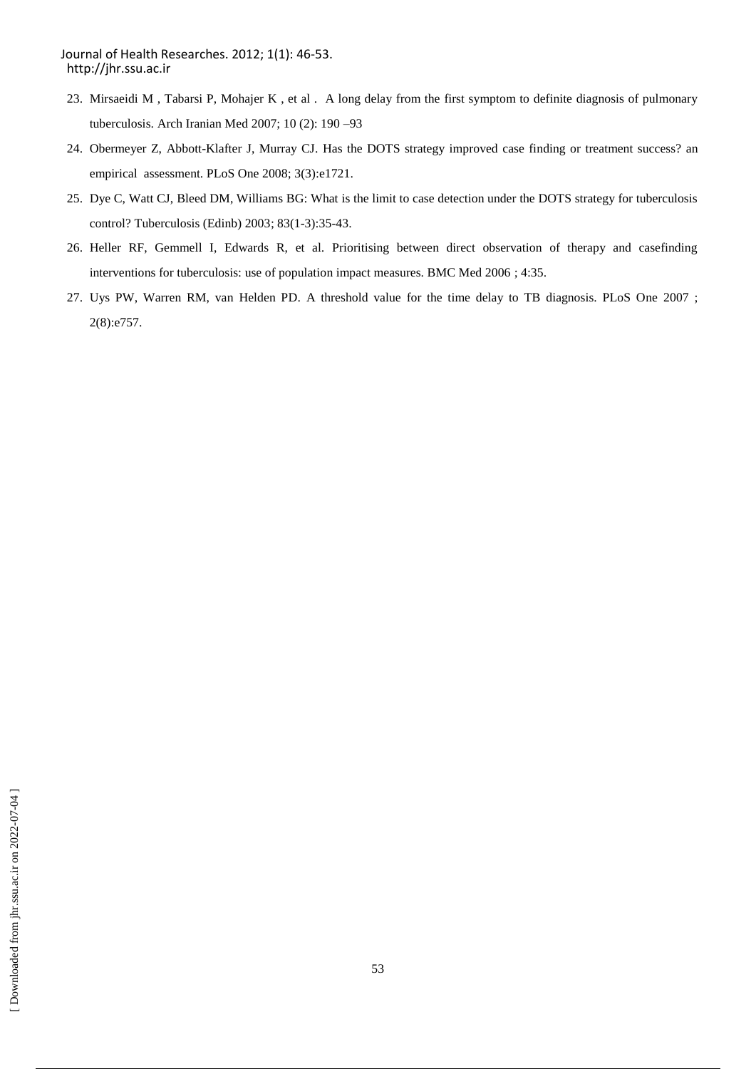23. Mirsaeidi M , Tabarsi P, Mohajer K , et al . A long delay from the first symptom to definite diagnosis of pulmonary tuberculosis. Arch Iranian Med 2007; 10 (2): 190 –93
24. Obermeyer Z, Abbott-Klafter J, Murray CJ. Has the DOTS strategy improved case finding or treatment success? an empirical assessment. PLoS One 2008; 3(3):e1721.
25. Dye C, Watt CJ, Bleed DM, Williams BG: What is the limit to case detection under the DOTS strategy for tuberculosis control? Tuberculosis (Edinb) 2003; 83(1-3):35-43.
26. Heller RF, Gemmell I, Edwards R, et al. Prioritising between direct observation of therapy and casefinding interventions for tuberculosis: use of population impact measures. BMC Med 2006 ; 4:35.
27. Uys PW, Warren RM, van Helden PD. A threshold value for the time delay to TB diagnosis. PLoS One 2007 ; 2(8):e757.